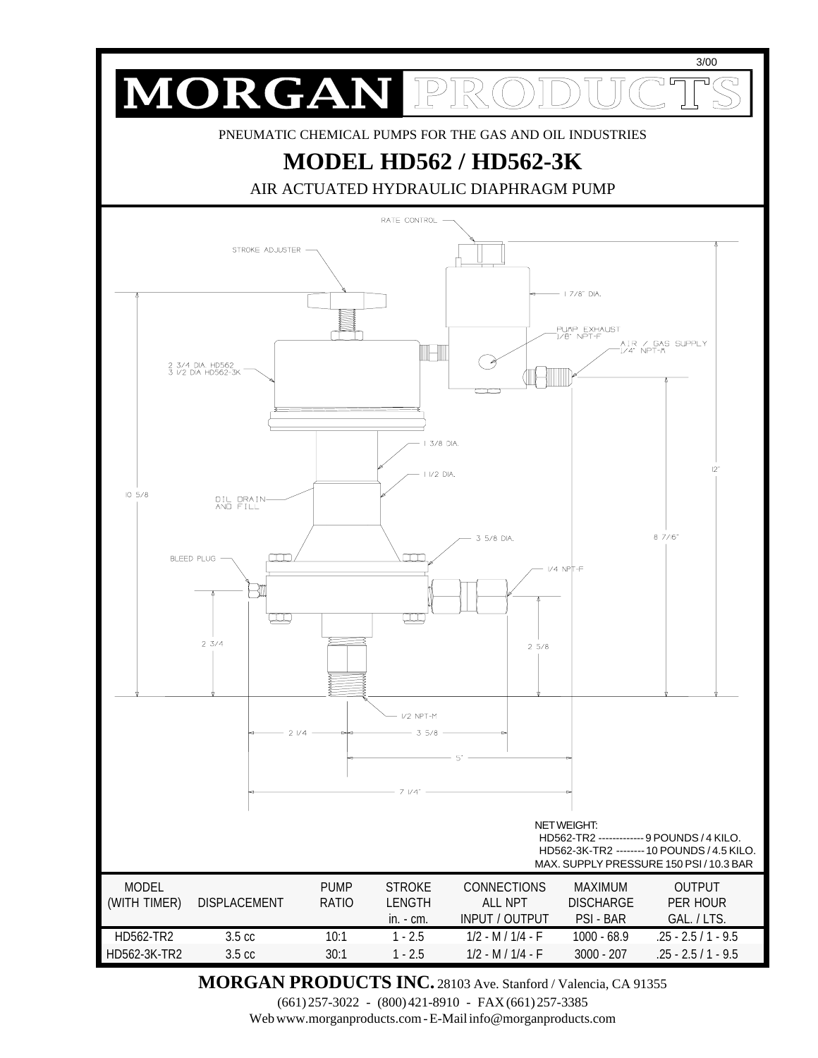3/00

# MORGAN PRODUCTS

PNEUMATIC CHEMICAL PUMPS FOR THE GAS AND OIL INDUSTRIES

## MODEL HD562 / HD562-3K

AIR ACTUATED HYDRAULIC DIAPHRAGM PUMP

RATE CONTROL

STROKE ADJUSTER

1 7/8" DIA.

PUMP EXHAUST 1/8" NPT-F

AIR / GAS SUPPLY 1/4" NPT-M

2 3/4 DIA. HD562
3 1/2 DIA HD562-3K

1 3/8 DIA.

1 1/2 DIA.

12"

10 5/8

OIL DRAIN AND FILL

3 5/8 DIA.

8 7/16"

BLEED PLUG

1/4 NPT-F

2 3/4

2 5/8

1/2 NPT-M

2 1/4

3 5/8

5"

7 1/4"

NET WEIGHT:
HD562-TR2 ------------- 9 POUNDS / 4 KILO.
HD562-3K-TR2 -------- 10 POUNDS / 4.5 KILO.
MAX. SUPPLY PRESSURE 150 PSI / 10.3 BAR

| MODEL (WITH TIMER) | DISPLACEMENT | PUMP RATIO | STROKE LENGTH in. - cm. | CONNECTIONS ALL NPT INPUT / OUTPUT | MAXIMUM DISCHARGE PSI - BAR | OUTPUT PER HOUR GAL. / LTS. |
|---|---|---|---|---|---|---|
| HD562-TR2 | 3.5 cc | 10:1 | 1 - 2.5 | 1/2 - M / 1/4 - F | 1000 - 68.9 | .25 - 2.5 / 1 - 9.5 |
| HD562-3K-TR2 | 3.5 cc | 30:1 | 1 - 2.5 | 1/2 - M / 1/4 - F | 3000 - 207 | .25 - 2.5 / 1 - 9.5 |

**MORGAN PRODUCTS INC.** 28103 Ave. Stanford / Valencia, CA 91355
(661) 257-3022 - (800) 421-8910 - FAX (661) 257-3385
Web www.morganproducts.com - E-Mail info@morganproducts.com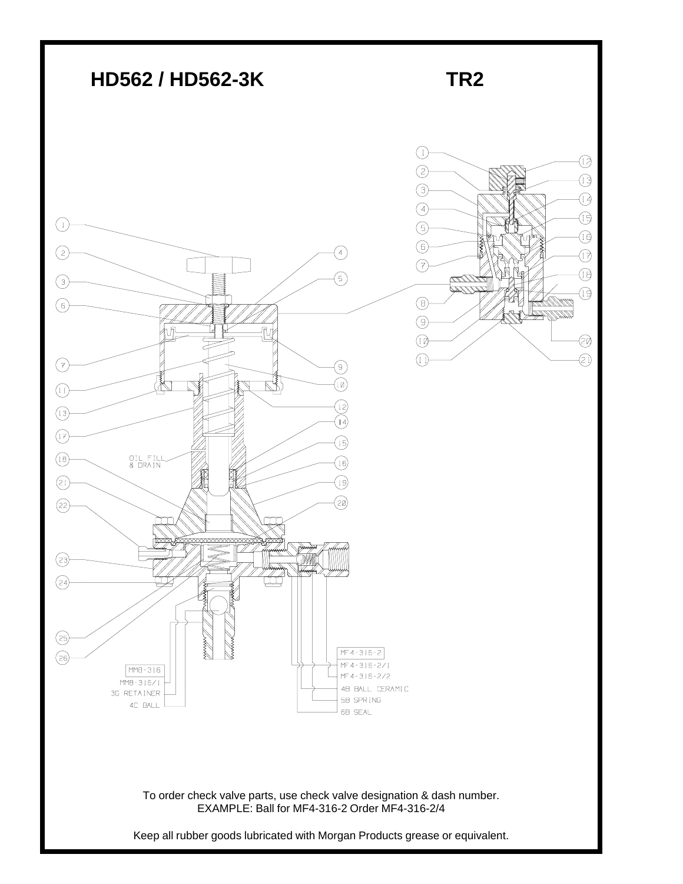# HD562 / HD562-3K

# TR2

MF4-316-2

MF4-316-2/1

MF4-316-2/2

4B BALL CERAMIC

5B SPRING

6B SEAL

MM8-316

MM8-316/1

3G RETAINER

4C BALL

OIL FILL & DRAIN

To order check valve parts, use check valve designation & dash number.
EXAMPLE: Ball for MF4-316-2 Order MF4-316-2/4

Keep all rubber goods lubricated with Morgan Products grease or equivalent.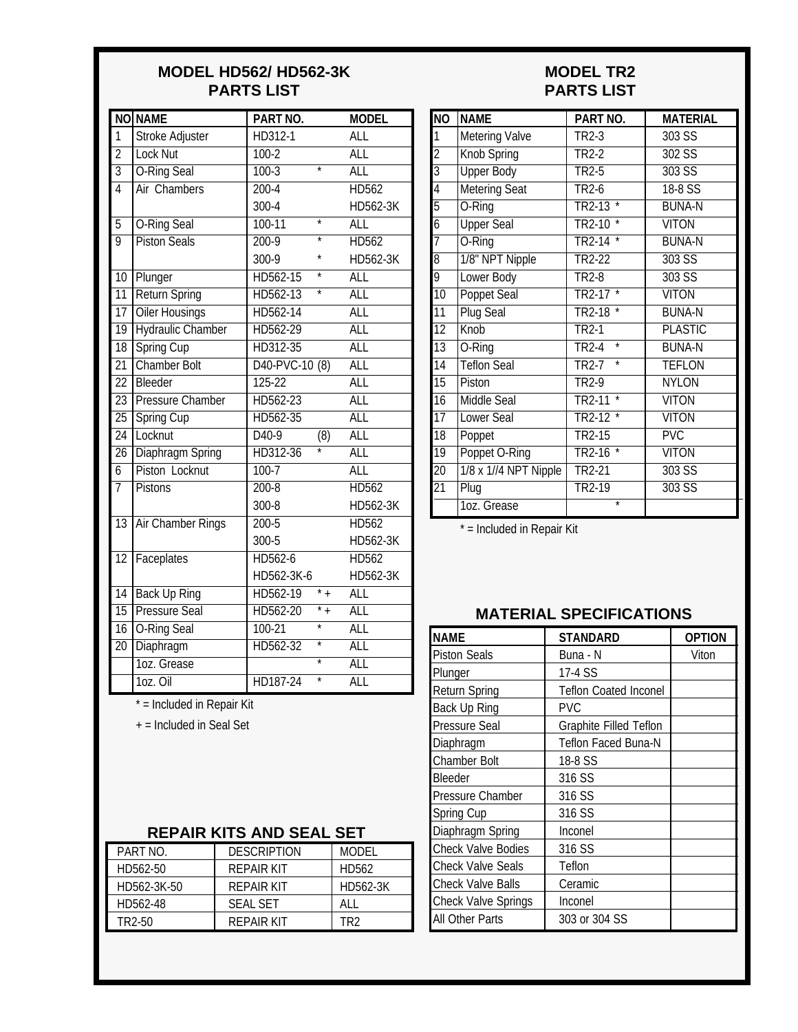## MODEL HD562/ HD562-3K PARTS LIST

| NO | NAME | PART NO. | | MODEL |
|---|---|---|---|---|
| 1 | Stroke Adjuster | HD312-1 | | ALL |
| 2 | Lock Nut | 100-2 | | ALL |
| 3 | O-Ring Seal | 100-3 | * | ALL |
| 4 | Air Chambers | 200-4 | | HD562 |
| | | 300-4 | | HD562-3K |
| 5 | O-Ring Seal | 100-11 | * | ALL |
| 9 | Piston Seals | 200-9 | * | HD562 |
| | | 300-9 | * | HD562-3K |
| 10 | Plunger | HD562-15 | * | ALL |
| 11 | Return Spring | HD562-13 | * | ALL |
| 17 | Oiler Housings | HD562-14 | | ALL |
| 19 | Hydraulic Chamber | HD562-29 | | ALL |
| 18 | Spring Cup | HD312-35 | | ALL |
| 21 | Chamber Bolt | D40-PVC-10 (8) | | ALL |
| 22 | Bleeder | 125-22 | | ALL |
| 23 | Pressure Chamber | HD562-23 | | ALL |
| 25 | Spring Cup | HD562-35 | | ALL |
| 24 | Locknut | D40-9 | (8) | ALL |
| 26 | Diaphragm Spring | HD312-36 | * | ALL |
| 6 | Piston Locknut | 100-7 | | ALL |
| 7 | Pistons | 200-8 | | HD562 |
| | | 300-8 | | HD562-3K |
| 13 | Air Chamber Rings | 200-5 | | HD562 |
| | | 300-5 | | HD562-3K |
| 12 | Faceplates | HD562-6 | | HD562 |
| | | HD562-3K-6 | | HD562-3K |
| 14 | Back Up Ring | HD562-19 | * + | ALL |
| 15 | Pressure Seal | HD562-20 | * + | ALL |
| 16 | O-Ring Seal | 100-21 | * | ALL |
| 20 | Diaphragm | HD562-32 | * | ALL |
| | 1oz. Grease | | * | ALL |
| | 1oz. Oil | HD187-24 | * | ALL |

\* = Included in Repair Kit

\+ = Included in Seal Set

## REPAIR KITS AND SEAL SET

| PART NO. | DESCRIPTION | MODEL |
|---|---|---|
| HD562-50 | REPAIR KIT | HD562 |
| HD562-3K-50 | REPAIR KIT | HD562-3K |
| HD562-48 | SEAL SET | ALL |
| TR2-50 | REPAIR KIT | TR2 |

## MODEL TR2 PARTS LIST

| NO | NAME | PART NO. | MATERIAL |
|---|---|---|---|
| 1 | Metering Valve | TR2-3 | 303 SS |
| 2 | Knob Spring | TR2-2 | 302 SS |
| 3 | Upper Body | TR2-5 | 303 SS |
| 4 | Metering Seat | TR2-6 | 18-8 SS |
| 5 | O-Ring | TR2-13 * | BUNA-N |
| 6 | Upper Seal | TR2-10 * | VITON |
| 7 | O-Ring | TR2-14 * | BUNA-N |
| 8 | 1/8" NPT Nipple | TR2-22 | 303 SS |
| 9 | Lower Body | TR2-8 | 303 SS |
| 10 | Poppet Seal | TR2-17 * | VITON |
| 11 | Plug Seal | TR2-18 * | BUNA-N |
| 12 | Knob | TR2-1 | PLASTIC |
| 13 | O-Ring | TR2-4 * | BUNA-N |
| 14 | Teflon Seal | TR2-7 * | TEFLON |
| 15 | Piston | TR2-9 | NYLON |
| 16 | Middle Seal | TR2-11 * | VITON |
| 17 | Lower Seal | TR2-12 * | VITON |
| 18 | Poppet | TR2-15 | PVC |
| 19 | Poppet O-Ring | TR2-16 * | VITON |
| 20 | 1/8 x 1//4 NPT Nipple | TR2-21 | 303 SS |
| 21 | Plug | TR2-19 | 303 SS |
| | 1oz. Grease | * | |

\* = Included in Repair Kit

## MATERIAL SPECIFICATIONS

| NAME | STANDARD | OPTION |
|---|---|---|
| Piston Seals | Buna - N | Viton |
| Plunger | 17-4 SS | |
| Return Spring | Teflon Coated Inconel | |
| Back Up Ring | PVC | |
| Pressure Seal | Graphite Filled Teflon | |
| Diaphragm | Teflon Faced Buna-N | |
| Chamber Bolt | 18-8 SS | |
| Bleeder | 316 SS | |
| Pressure Chamber | 316 SS | |
| Spring Cup | 316 SS | |
| Diaphragm Spring | Inconel | |
| Check Valve Bodies | 316 SS | |
| Check Valve Seals | Teflon | |
| Check Valve Balls | Ceramic | |
| Check Valve Springs | Inconel | |
| All Other Parts | 303 or 304 SS | |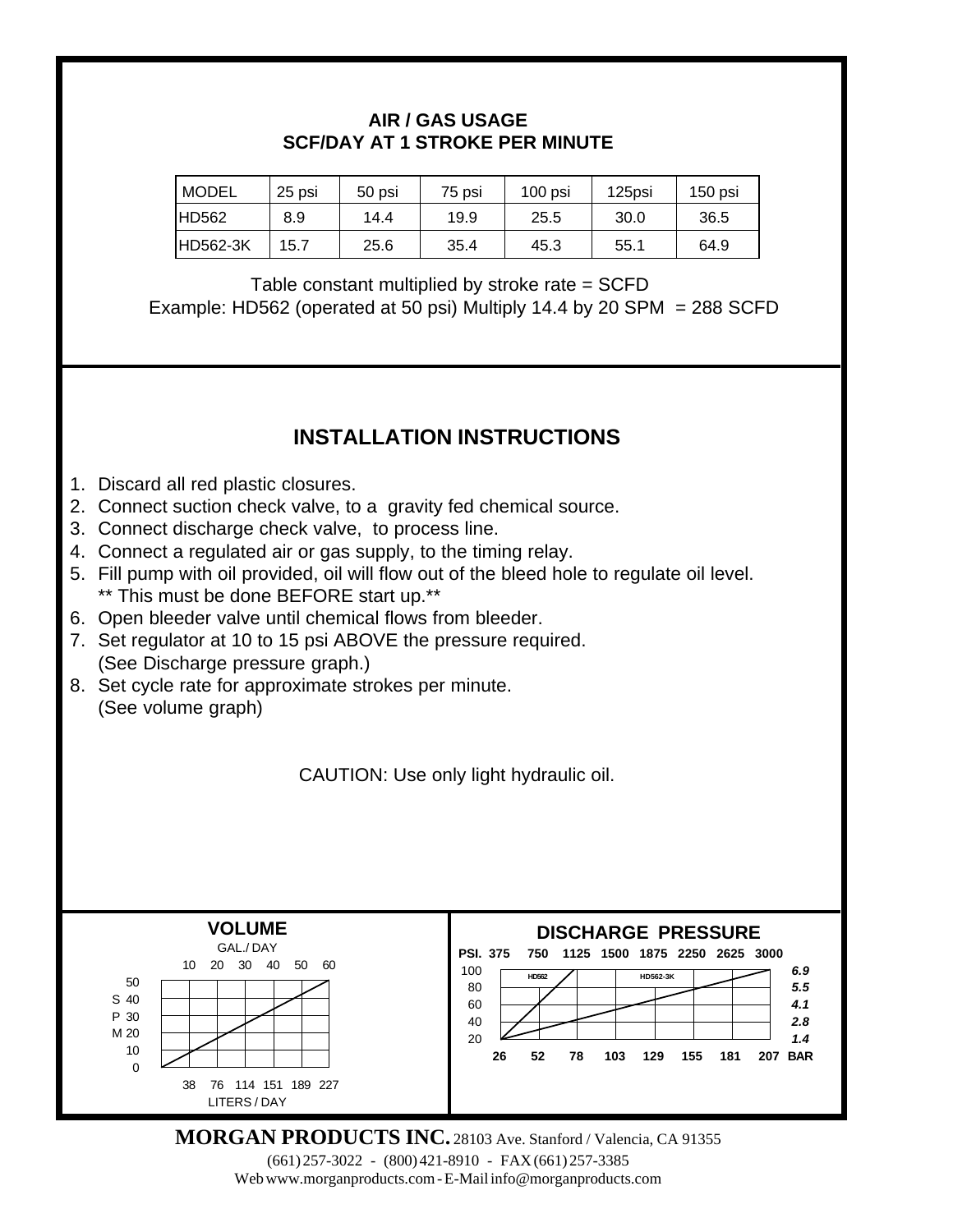## AIR / GAS USAGE
## SCF/DAY AT 1 STROKE PER MINUTE

| MODEL | 25 psi | 50 psi | 75 psi | 100 psi | 125psi | 150 psi |
|---|---|---|---|---|---|---|
| HD562 | 8.9 | 14.4 | 19.9 | 25.5 | 30.0 | 36.5 |
| HD562-3K | 15.7 | 25.6 | 35.4 | 45.3 | 55.1 | 64.9 |

Table constant multiplied by stroke rate = SCFD

Example: HD562 (operated at 50 psi) Multiply 14.4 by 20 SPM = 288 SCFD

## INSTALLATION INSTRUCTIONS

1. Discard all red plastic closures.
2. Connect suction check valve, to a gravity fed chemical source.
3. Connect discharge check valve, to process line.
4. Connect a regulated air or gas supply, to the timing relay.
5. Fill pump with oil provided, oil will flow out of the bleed hole to regulate oil level.
   ** This must be done BEFORE start up.**
6. Open bleeder valve until chemical flows from bleeder.
7. Set regulator at 10 to 15 psi ABOVE the pressure required.
   (See Discharge pressure graph.)
8. Set cycle rate for approximate strokes per minute.
   (See volume graph)

CAUTION: Use only light hydraulic oil.

### VOLUME

GAL./ DAY

10 20 30 40 50 60

SPM

50 40 30 20 10 0

38 76 114 151 189 227

LITERS / DAY

### DISCHARGE PRESSURE

PSI. 375 750 1125 1500 1875 2250 2625 3000

100 80 60 40 20

HD562

HD562-3K

6.9 5.5 4.1 2.8 1.4

26 52 78 103 129 155 181 207 BAR

**MORGAN PRODUCTS INC.** 28103 Ave. Stanford / Valencia, CA 91355

(661) 257-3022 - (800) 421-8910 - FAX (661) 257-3385

Web www.morganproducts.com - E-Mail info@morganproducts.com